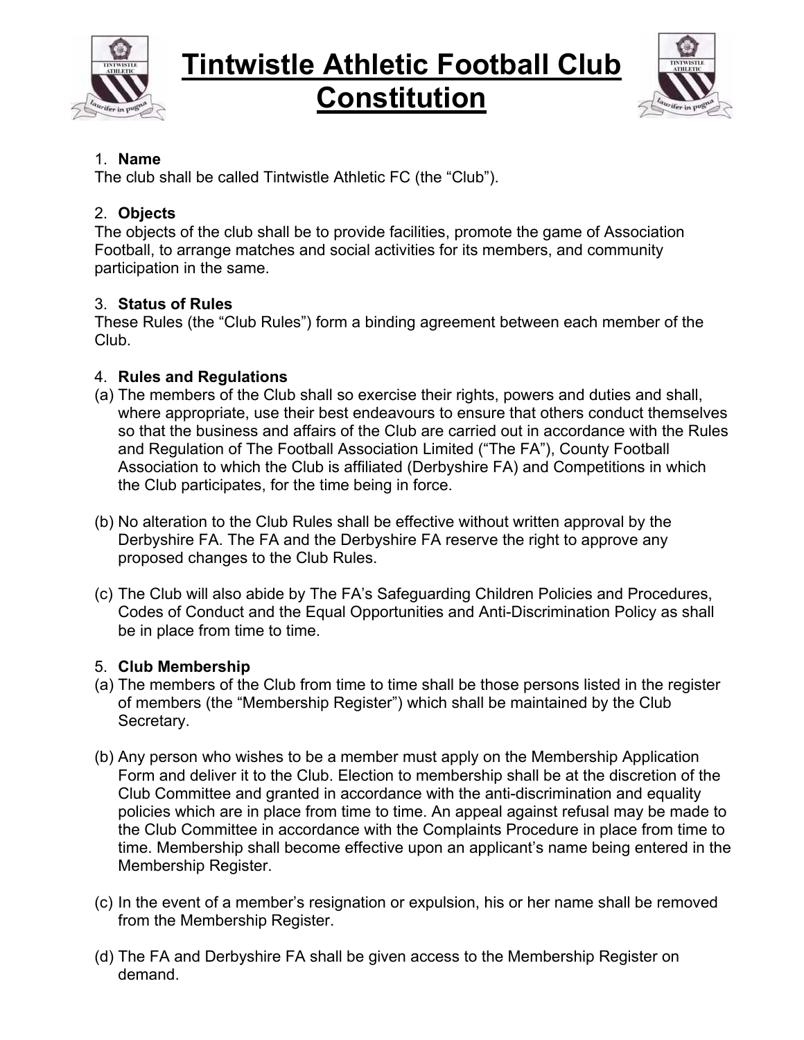# Tintwistle Athletic Football Club Constitution

1. **Name**
The club shall be called Tintwistle Athletic FC (the "Club").

2. **Objects**
The objects of the club shall be to provide facilities, promote the game of Association Football, to arrange matches and social activities for its members, and community participation in the same.

3. **Status of Rules**
These Rules (the "Club Rules") form a binding agreement between each member of the Club.

4. **Rules and Regulations**

(a) The members of the Club shall so exercise their rights, powers and duties and shall, where appropriate, use their best endeavours to ensure that others conduct themselves so that the business and affairs of the Club are carried out in accordance with the Rules and Regulation of The Football Association Limited ("The FA"), County Football Association to which the Club is affiliated (Derbyshire FA) and Competitions in which the Club participates, for the time being in force.

(b) No alteration to the Club Rules shall be effective without written approval by the Derbyshire FA. The FA and the Derbyshire FA reserve the right to approve any proposed changes to the Club Rules.

(c) The Club will also abide by The FA's Safeguarding Children Policies and Procedures, Codes of Conduct and the Equal Opportunities and Anti-Discrimination Policy as shall be in place from time to time.

5. **Club Membership**

(a) The members of the Club from time to time shall be those persons listed in the register of members (the "Membership Register") which shall be maintained by the Club Secretary.

(b) Any person who wishes to be a member must apply on the Membership Application Form and deliver it to the Club. Election to membership shall be at the discretion of the Club Committee and granted in accordance with the anti-discrimination and equality policies which are in place from time to time. An appeal against refusal may be made to the Club Committee in accordance with the Complaints Procedure in place from time to time. Membership shall become effective upon an applicant's name being entered in the Membership Register.

(c) In the event of a member's resignation or expulsion, his or her name shall be removed from the Membership Register.

(d) The FA and Derbyshire FA shall be given access to the Membership Register on demand.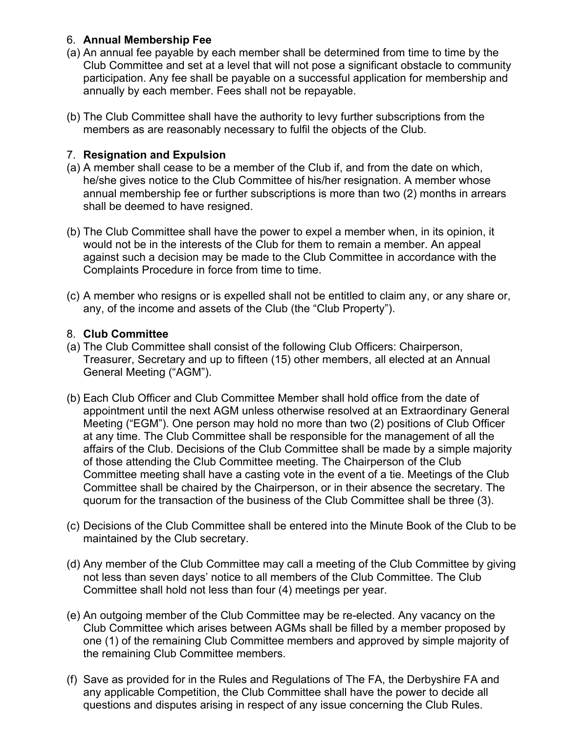6. **Annual Membership Fee**

(a) An annual fee payable by each member shall be determined from time to time by the Club Committee and set at a level that will not pose a significant obstacle to community participation. Any fee shall be payable on a successful application for membership and annually by each member. Fees shall not be repayable.

(b) The Club Committee shall have the authority to levy further subscriptions from the members as are reasonably necessary to fulfil the objects of the Club.

7. **Resignation and Expulsion**

(a) A member shall cease to be a member of the Club if, and from the date on which, he/she gives notice to the Club Committee of his/her resignation. A member whose annual membership fee or further subscriptions is more than two (2) months in arrears shall be deemed to have resigned.

(b) The Club Committee shall have the power to expel a member when, in its opinion, it would not be in the interests of the Club for them to remain a member. An appeal against such a decision may be made to the Club Committee in accordance with the Complaints Procedure in force from time to time.

(c) A member who resigns or is expelled shall not be entitled to claim any, or any share or, any, of the income and assets of the Club (the "Club Property").

8. **Club Committee**

(a) The Club Committee shall consist of the following Club Officers: Chairperson, Treasurer, Secretary and up to fifteen (15) other members, all elected at an Annual General Meeting ("AGM").

(b) Each Club Officer and Club Committee Member shall hold office from the date of appointment until the next AGM unless otherwise resolved at an Extraordinary General Meeting ("EGM"). One person may hold no more than two (2) positions of Club Officer at any time. The Club Committee shall be responsible for the management of all the affairs of the Club. Decisions of the Club Committee shall be made by a simple majority of those attending the Club Committee meeting. The Chairperson of the Club Committee meeting shall have a casting vote in the event of a tie. Meetings of the Club Committee shall be chaired by the Chairperson, or in their absence the secretary. The quorum for the transaction of the business of the Club Committee shall be three (3).

(c) Decisions of the Club Committee shall be entered into the Minute Book of the Club to be maintained by the Club secretary.

(d) Any member of the Club Committee may call a meeting of the Club Committee by giving not less than seven days' notice to all members of the Club Committee. The Club Committee shall hold not less than four (4) meetings per year.

(e) An outgoing member of the Club Committee may be re-elected. Any vacancy on the Club Committee which arises between AGMs shall be filled by a member proposed by one (1) of the remaining Club Committee members and approved by simple majority of the remaining Club Committee members.

(f) Save as provided for in the Rules and Regulations of The FA, the Derbyshire FA and any applicable Competition, the Club Committee shall have the power to decide all questions and disputes arising in respect of any issue concerning the Club Rules.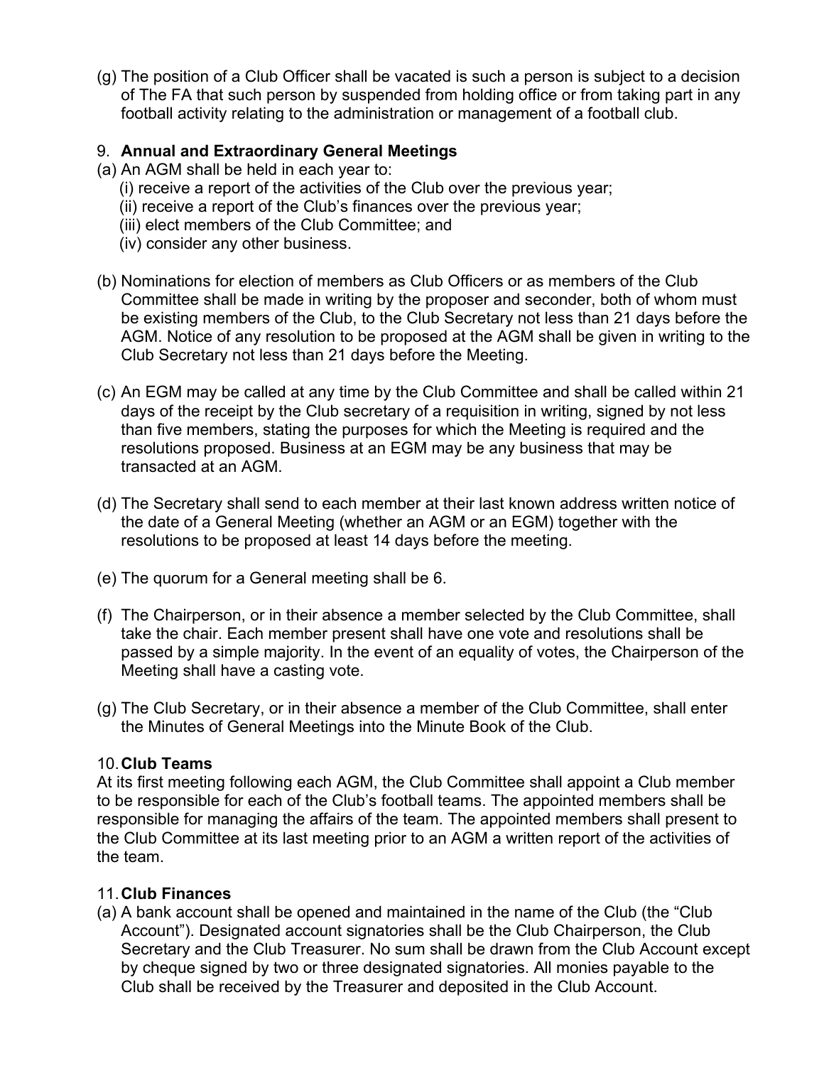(g) The position of a Club Officer shall be vacated is such a person is subject to a decision of The FA that such person by suspended from holding office or from taking part in any football activity relating to the administration or management of a football club.

9. **Annual and Extraordinary General Meetings**

(a) An AGM shall be held in each year to:
   (i) receive a report of the activities of the Club over the previous year;
   (ii) receive a report of the Club's finances over the previous year;
   (iii) elect members of the Club Committee; and
   (iv) consider any other business.

(b) Nominations for election of members as Club Officers or as members of the Club Committee shall be made in writing by the proposer and seconder, both of whom must be existing members of the Club, to the Club Secretary not less than 21 days before the AGM. Notice of any resolution to be proposed at the AGM shall be given in writing to the Club Secretary not less than 21 days before the Meeting.

(c) An EGM may be called at any time by the Club Committee and shall be called within 21 days of the receipt by the Club secretary of a requisition in writing, signed by not less than five members, stating the purposes for which the Meeting is required and the resolutions proposed. Business at an EGM may be any business that may be transacted at an AGM.

(d) The Secretary shall send to each member at their last known address written notice of the date of a General Meeting (whether an AGM or an EGM) together with the resolutions to be proposed at least 14 days before the meeting.

(e) The quorum for a General meeting shall be 6.

(f) The Chairperson, or in their absence a member selected by the Club Committee, shall take the chair. Each member present shall have one vote and resolutions shall be passed by a simple majority. In the event of an equality of votes, the Chairperson of the Meeting shall have a casting vote.

(g) The Club Secretary, or in their absence a member of the Club Committee, shall enter the Minutes of General Meetings into the Minute Book of the Club.

10. **Club Teams**

At its first meeting following each AGM, the Club Committee shall appoint a Club member to be responsible for each of the Club's football teams. The appointed members shall be responsible for managing the affairs of the team. The appointed members shall present to the Club Committee at its last meeting prior to an AGM a written report of the activities of the team.

11. **Club Finances**

(a) A bank account shall be opened and maintained in the name of the Club (the "Club Account"). Designated account signatories shall be the Club Chairperson, the Club Secretary and the Club Treasurer. No sum shall be drawn from the Club Account except by cheque signed by two or three designated signatories. All monies payable to the Club shall be received by the Treasurer and deposited in the Club Account.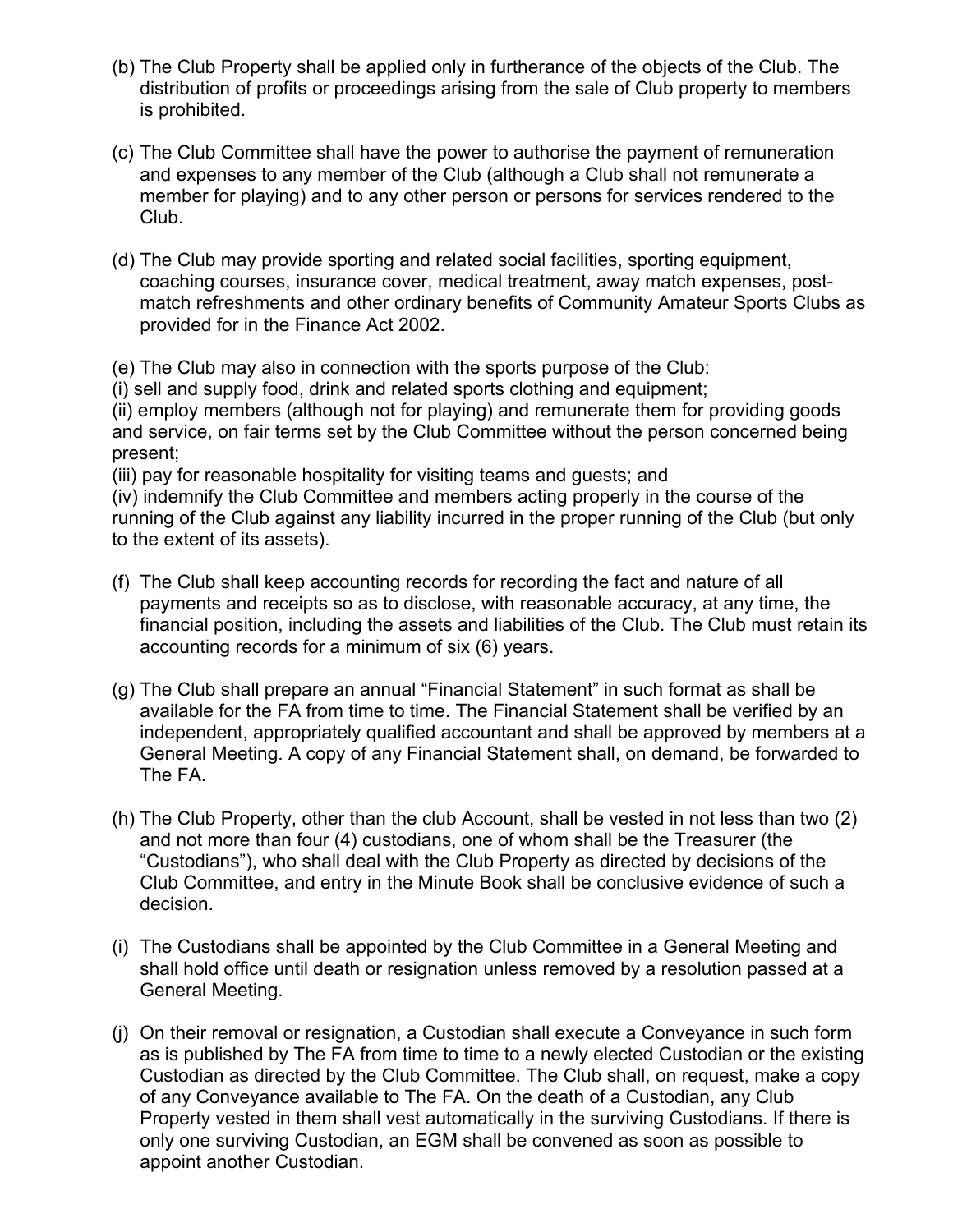(b) The Club Property shall be applied only in furtherance of the objects of the Club. The distribution of profits or proceedings arising from the sale of Club property to members is prohibited.

(c) The Club Committee shall have the power to authorise the payment of remuneration and expenses to any member of the Club (although a Club shall not remunerate a member for playing) and to any other person or persons for services rendered to the Club.

(d) The Club may provide sporting and related social facilities, sporting equipment, coaching courses, insurance cover, medical treatment, away match expenses, post-match refreshments and other ordinary benefits of Community Amateur Sports Clubs as provided for in the Finance Act 2002.

(e) The Club may also in connection with the sports purpose of the Club:
(i) sell and supply food, drink and related sports clothing and equipment;
(ii) employ members (although not for playing) and remunerate them for providing goods and service, on fair terms set by the Club Committee without the person concerned being present;
(iii) pay for reasonable hospitality for visiting teams and guests; and
(iv) indemnify the Club Committee and members acting properly in the course of the running of the Club against any liability incurred in the proper running of the Club (but only to the extent of its assets).

(f) The Club shall keep accounting records for recording the fact and nature of all payments and receipts so as to disclose, with reasonable accuracy, at any time, the financial position, including the assets and liabilities of the Club. The Club must retain its accounting records for a minimum of six (6) years.

(g) The Club shall prepare an annual "Financial Statement" in such format as shall be available for the FA from time to time. The Financial Statement shall be verified by an independent, appropriately qualified accountant and shall be approved by members at a General Meeting. A copy of any Financial Statement shall, on demand, be forwarded to The FA.

(h) The Club Property, other than the club Account, shall be vested in not less than two (2) and not more than four (4) custodians, one of whom shall be the Treasurer (the "Custodians"), who shall deal with the Club Property as directed by decisions of the Club Committee, and entry in the Minute Book shall be conclusive evidence of such a decision.

(i) The Custodians shall be appointed by the Club Committee in a General Meeting and shall hold office until death or resignation unless removed by a resolution passed at a General Meeting.

(j) On their removal or resignation, a Custodian shall execute a Conveyance in such form as is published by The FA from time to time to a newly elected Custodian or the existing Custodian as directed by the Club Committee. The Club shall, on request, make a copy of any Conveyance available to The FA. On the death of a Custodian, any Club Property vested in them shall vest automatically in the surviving Custodians. If there is only one surviving Custodian, an EGM shall be convened as soon as possible to appoint another Custodian.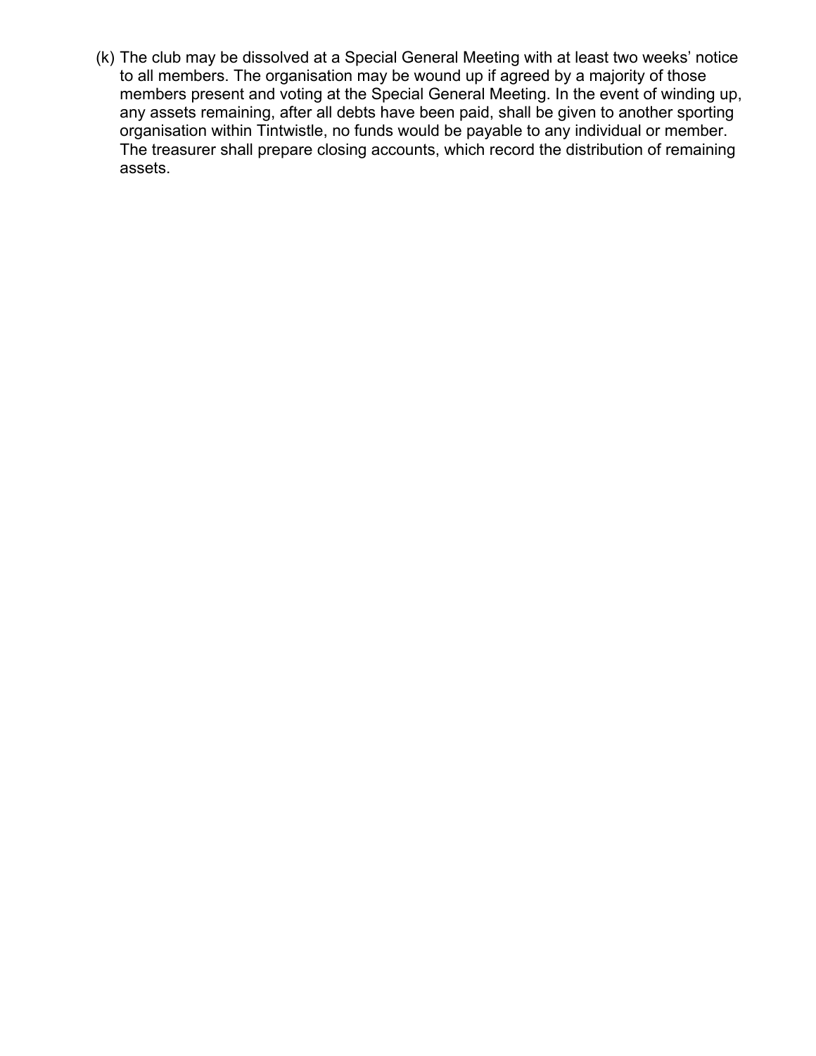(k) The club may be dissolved at a Special General Meeting with at least two weeks' notice to all members. The organisation may be wound up if agreed by a majority of those members present and voting at the Special General Meeting. In the event of winding up, any assets remaining, after all debts have been paid, shall be given to another sporting organisation within Tintwistle, no funds would be payable to any individual or member. The treasurer shall prepare closing accounts, which record the distribution of remaining assets.